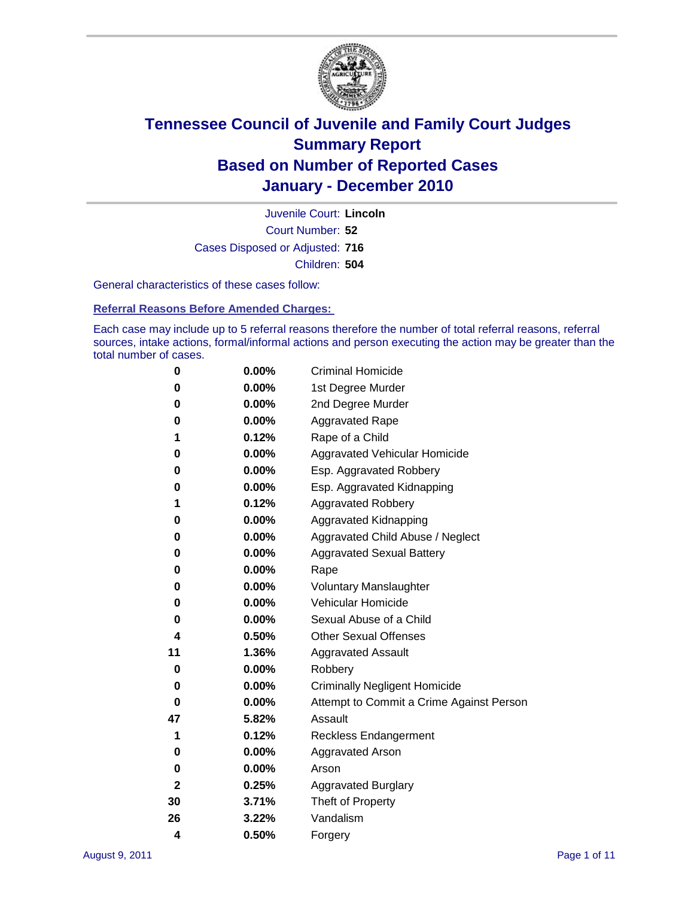# Tennessee Council of Juvenile and Family Court Judges
## Summary Report
## Based on Number of Reported Cases
## January - December 2010

Juvenile Court: **Lincoln**

Court Number: **52**

Cases Disposed or Adjusted: **716**

Children: **504**

General characteristics of these cases follow:

### Referral Reasons Before Amended Charges:

Each case may include up to 5 referral reasons therefore the number of total referral reasons, referral sources, intake actions, formal/informal actions and person executing the action may be greater than the total number of cases.

| Count | Percent | Referral Reason |
|---|---|---|
| 0 | 0.00% | Criminal Homicide |
| 0 | 0.00% | 1st Degree Murder |
| 0 | 0.00% | 2nd Degree Murder |
| 0 | 0.00% | Aggravated Rape |
| 1 | 0.12% | Rape of a Child |
| 0 | 0.00% | Aggravated Vehicular Homicide |
| 0 | 0.00% | Esp. Aggravated Robbery |
| 0 | 0.00% | Esp. Aggravated Kidnapping |
| 1 | 0.12% | Aggravated Robbery |
| 0 | 0.00% | Aggravated Kidnapping |
| 0 | 0.00% | Aggravated Child Abuse / Neglect |
| 0 | 0.00% | Aggravated Sexual Battery |
| 0 | 0.00% | Rape |
| 0 | 0.00% | Voluntary Manslaughter |
| 0 | 0.00% | Vehicular Homicide |
| 0 | 0.00% | Sexual Abuse of a Child |
| 4 | 0.50% | Other Sexual Offenses |
| 11 | 1.36% | Aggravated Assault |
| 0 | 0.00% | Robbery |
| 0 | 0.00% | Criminally Negligent Homicide |
| 0 | 0.00% | Attempt to Commit a Crime Against Person |
| 47 | 5.82% | Assault |
| 1 | 0.12% | Reckless Endangerment |
| 0 | 0.00% | Aggravated Arson |
| 0 | 0.00% | Arson |
| 2 | 0.25% | Aggravated Burglary |
| 30 | 3.71% | Theft of Property |
| 26 | 3.22% | Vandalism |
| 4 | 0.50% | Forgery |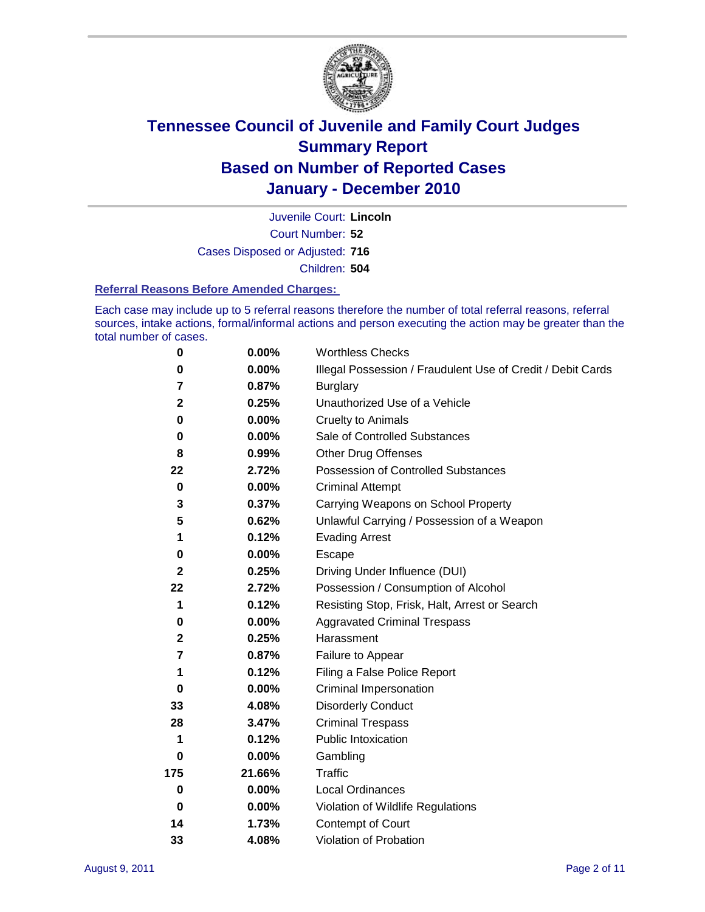# Tennessee Council of Juvenile and Family Court Judges
## Summary Report
## Based on Number of Reported Cases
## January - December 2010

Juvenile Court: **Lincoln**
Court Number: **52**
Cases Disposed or Adjusted: **716**
Children: **504**

### Referral Reasons Before Amended Charges:

Each case may include up to 5 referral reasons therefore the number of total referral reasons, referral sources, intake actions, formal/informal actions and person executing the action may be greater than the total number of cases.

| Count | Percent | Referral Reason |
|---|---|---|
| 0 | 0.00% | Worthless Checks |
| 0 | 0.00% | Illegal Possession / Fraudulent Use of Credit / Debit Cards |
| 7 | 0.87% | Burglary |
| 2 | 0.25% | Unauthorized Use of a Vehicle |
| 0 | 0.00% | Cruelty to Animals |
| 0 | 0.00% | Sale of Controlled Substances |
| 8 | 0.99% | Other Drug Offenses |
| 22 | 2.72% | Possession of Controlled Substances |
| 0 | 0.00% | Criminal Attempt |
| 3 | 0.37% | Carrying Weapons on School Property |
| 5 | 0.62% | Unlawful Carrying / Possession of a Weapon |
| 1 | 0.12% | Evading Arrest |
| 0 | 0.00% | Escape |
| 2 | 0.25% | Driving Under Influence (DUI) |
| 22 | 2.72% | Possession / Consumption of Alcohol |
| 1 | 0.12% | Resisting Stop, Frisk, Halt, Arrest or Search |
| 0 | 0.00% | Aggravated Criminal Trespass |
| 2 | 0.25% | Harassment |
| 7 | 0.87% | Failure to Appear |
| 1 | 0.12% | Filing a False Police Report |
| 0 | 0.00% | Criminal Impersonation |
| 33 | 4.08% | Disorderly Conduct |
| 28 | 3.47% | Criminal Trespass |
| 1 | 0.12% | Public Intoxication |
| 0 | 0.00% | Gambling |
| 175 | 21.66% | Traffic |
| 0 | 0.00% | Local Ordinances |
| 0 | 0.00% | Violation of Wildlife Regulations |
| 14 | 1.73% | Contempt of Court |
| 33 | 4.08% | Violation of Probation |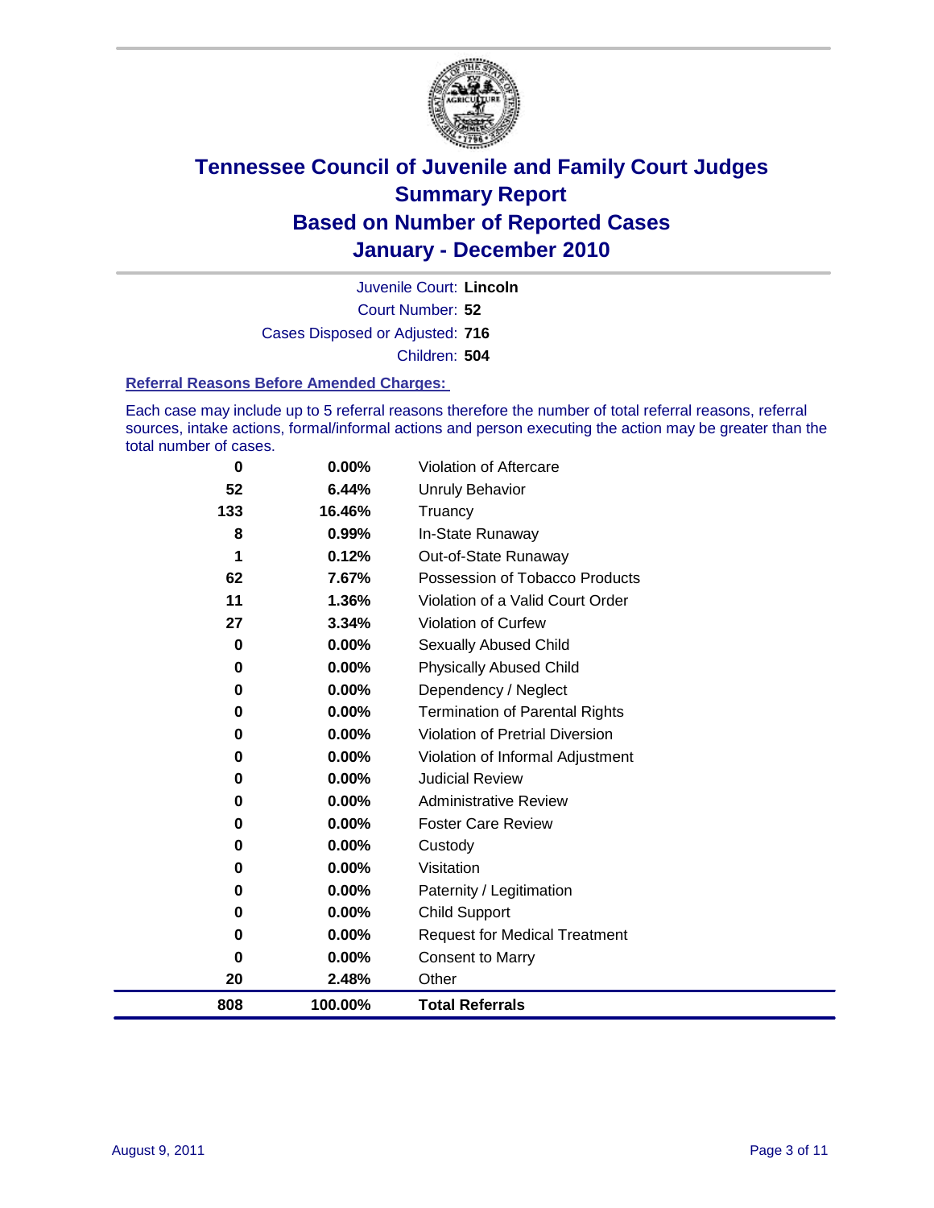# Tennessee Council of Juvenile and Family Court Judges
## Summary Report
## Based on Number of Reported Cases
## January - December 2010

Juvenile Court: **Lincoln**

Court Number: **52**

Cases Disposed or Adjusted: **716**

Children: **504**

### Referral Reasons Before Amended Charges:

Each case may include up to 5 referral reasons therefore the number of total referral reasons, referral sources, intake actions, formal/informal actions and person executing the action may be greater than the total number of cases.

| | | |
|---|---|---|
| 0 | 0.00% | Violation of Aftercare |
| 52 | 6.44% | Unruly Behavior |
| 133 | 16.46% | Truancy |
| 8 | 0.99% | In-State Runaway |
| 1 | 0.12% | Out-of-State Runaway |
| 62 | 7.67% | Possession of Tobacco Products |
| 11 | 1.36% | Violation of a Valid Court Order |
| 27 | 3.34% | Violation of Curfew |
| 0 | 0.00% | Sexually Abused Child |
| 0 | 0.00% | Physically Abused Child |
| 0 | 0.00% | Dependency / Neglect |
| 0 | 0.00% | Termination of Parental Rights |
| 0 | 0.00% | Violation of Pretrial Diversion |
| 0 | 0.00% | Violation of Informal Adjustment |
| 0 | 0.00% | Judicial Review |
| 0 | 0.00% | Administrative Review |
| 0 | 0.00% | Foster Care Review |
| 0 | 0.00% | Custody |
| 0 | 0.00% | Visitation |
| 0 | 0.00% | Paternity / Legitimation |
| 0 | 0.00% | Child Support |
| 0 | 0.00% | Request for Medical Treatment |
| 0 | 0.00% | Consent to Marry |
| 20 | 2.48% | Other |
| **808** | **100.00%** | **Total Referrals** |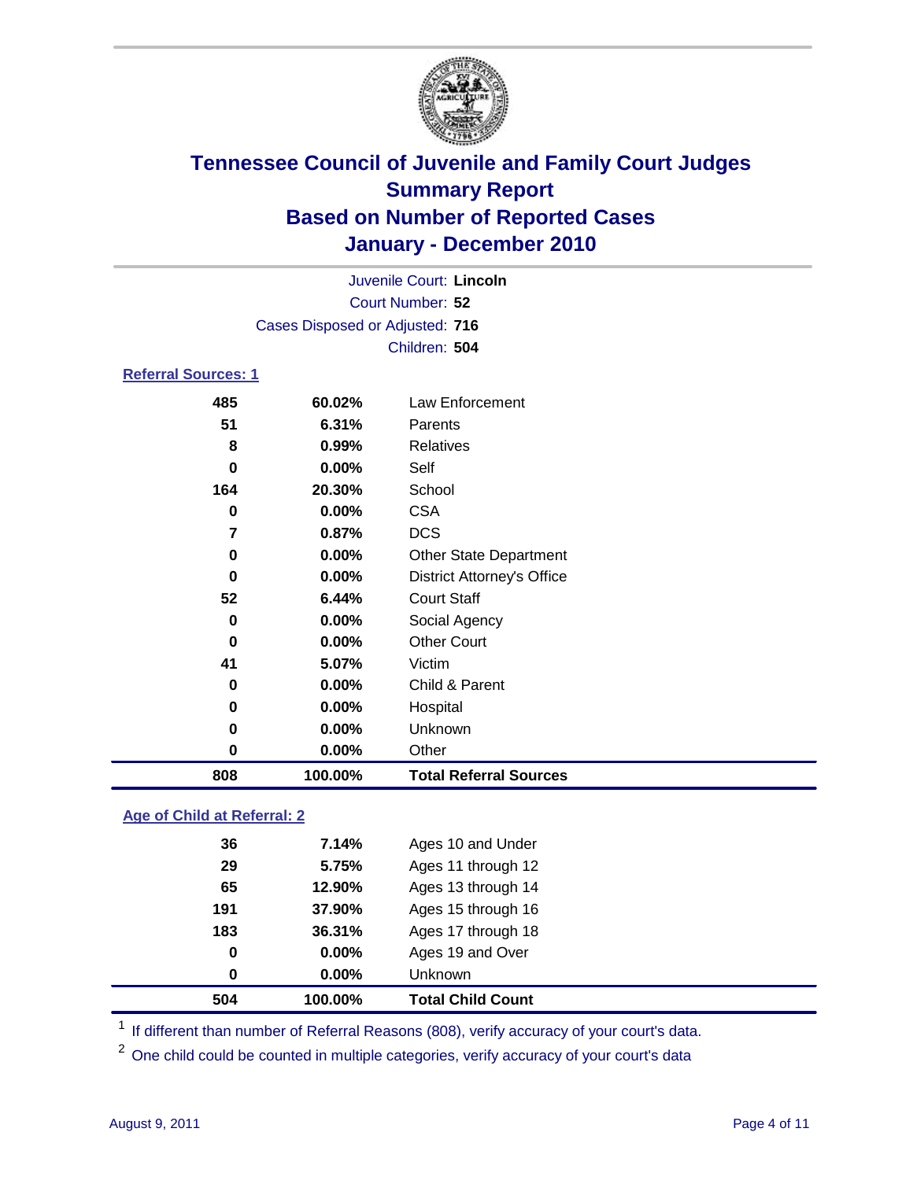# Tennessee Council of Juvenile and Family Court Judges
## Summary Report
## Based on Number of Reported Cases
## January - December 2010

Juvenile Court: **Lincoln**
Court Number: **52**
Cases Disposed or Adjusted: **716**
Children: **504**

### Referral Sources: 1

| Count | Percent | Source |
|---|---|---|
| 485 | 60.02% | Law Enforcement |
| 51 | 6.31% | Parents |
| 8 | 0.99% | Relatives |
| 0 | 0.00% | Self |
| 164 | 20.30% | School |
| 0 | 0.00% | CSA |
| 7 | 0.87% | DCS |
| 0 | 0.00% | Other State Department |
| 0 | 0.00% | District Attorney's Office |
| 52 | 6.44% | Court Staff |
| 0 | 0.00% | Social Agency |
| 0 | 0.00% | Other Court |
| 41 | 5.07% | Victim |
| 0 | 0.00% | Child & Parent |
| 0 | 0.00% | Hospital |
| 0 | 0.00% | Unknown |
| 0 | 0.00% | Other |
| **808** | **100.00%** | **Total Referral Sources** |

### Age of Child at Referral: 2

| Count | Percent | Age |
|---|---|---|
| 36 | 7.14% | Ages 10 and Under |
| 29 | 5.75% | Ages 11 through 12 |
| 65 | 12.90% | Ages 13 through 14 |
| 191 | 37.90% | Ages 15 through 16 |
| 183 | 36.31% | Ages 17 through 18 |
| 0 | 0.00% | Ages 19 and Over |
| 0 | 0.00% | Unknown |
| **504** | **100.00%** | **Total Child Count** |

[1] If different than number of Referral Reasons (808), verify accuracy of your court's data.

[2] One child could be counted in multiple categories, verify accuracy of your court's data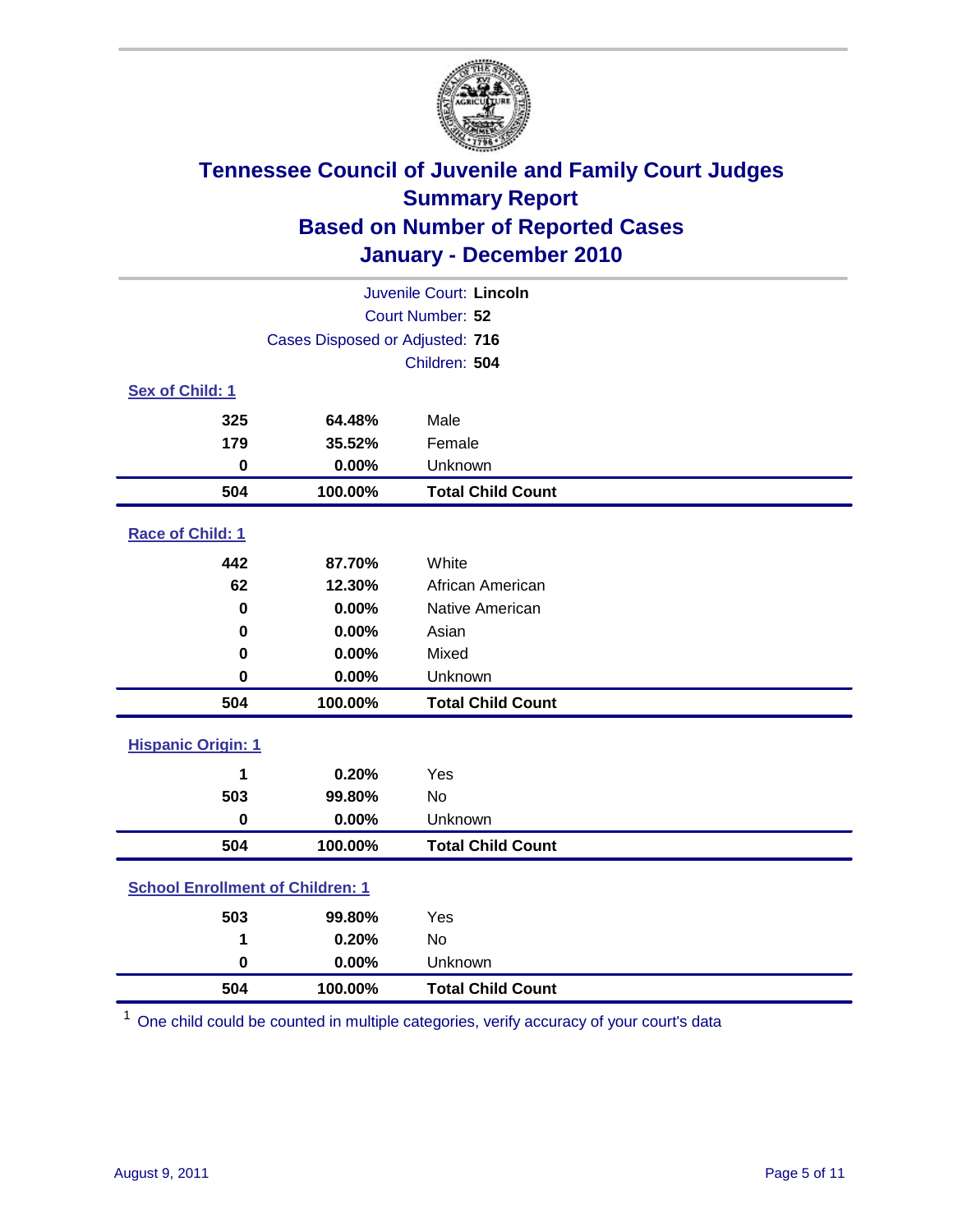# Tennessee Council of Juvenile and Family Court Judges
## Summary Report
## Based on Number of Reported Cases
## January - December 2010

Juvenile Court: **Lincoln**

Court Number: **52**

Cases Disposed or Adjusted: **716**

Children: **504**

### Sex of Child: 1

| | | |
|---|---|---|
| **325** | **64.48%** | Male |
| **179** | **35.52%** | Female |
| **0** | **0.00%** | Unknown |
| **504** | **100.00%** | **Total Child Count** |

### Race of Child: 1

| | | |
|---|---|---|
| **442** | **87.70%** | White |
| **62** | **12.30%** | African American |
| **0** | **0.00%** | Native American |
| **0** | **0.00%** | Asian |
| **0** | **0.00%** | Mixed |
| **0** | **0.00%** | Unknown |
| **504** | **100.00%** | **Total Child Count** |

### Hispanic Origin: 1

| | | |
|---|---|---|
| **1** | **0.20%** | Yes |
| **503** | **99.80%** | No |
| **0** | **0.00%** | Unknown |
| **504** | **100.00%** | **Total Child Count** |

### School Enrollment of Children: 1

| | | |
|---|---|---|
| **503** | **99.80%** | Yes |
| **1** | **0.20%** | No |
| **0** | **0.00%** | Unknown |
| **504** | **100.00%** | **Total Child Count** |

[1] One child could be counted in multiple categories, verify accuracy of your court's data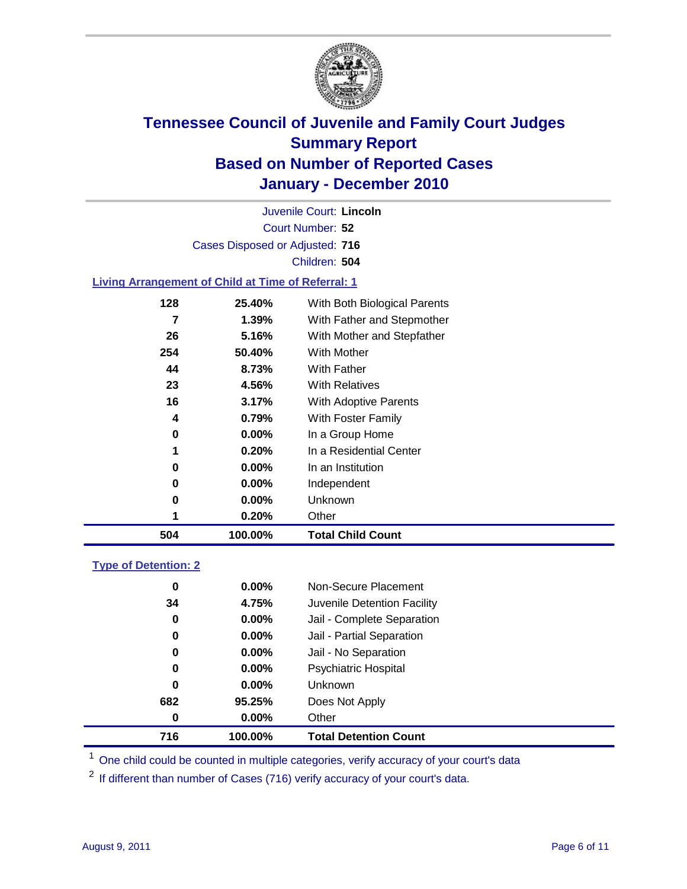# Tennessee Council of Juvenile and Family Court Judges
## Summary Report
## Based on Number of Reported Cases
## January - December 2010

Juvenile Court: **Lincoln**
Court Number: **52**
Cases Disposed or Adjusted: **716**
Children: **504**

### Living Arrangement of Child at Time of Referral: 1

| Count | Percent | Category |
|---|---|---|
| 128 | 25.40% | With Both Biological Parents |
| 7 | 1.39% | With Father and Stepmother |
| 26 | 5.16% | With Mother and Stepfather |
| 254 | 50.40% | With Mother |
| 44 | 8.73% | With Father |
| 23 | 4.56% | With Relatives |
| 16 | 3.17% | With Adoptive Parents |
| 4 | 0.79% | With Foster Family |
| 0 | 0.00% | In a Group Home |
| 1 | 0.20% | In a Residential Center |
| 0 | 0.00% | In an Institution |
| 0 | 0.00% | Independent |
| 0 | 0.00% | Unknown |
| 1 | 0.20% | Other |
| **504** | **100.00%** | **Total Child Count** |

### Type of Detention: 2

| Count | Percent | Category |
|---|---|---|
| 0 | 0.00% | Non-Secure Placement |
| 34 | 4.75% | Juvenile Detention Facility |
| 0 | 0.00% | Jail - Complete Separation |
| 0 | 0.00% | Jail - Partial Separation |
| 0 | 0.00% | Jail - No Separation |
| 0 | 0.00% | Psychiatric Hospital |
| 0 | 0.00% | Unknown |
| 682 | 95.25% | Does Not Apply |
| 0 | 0.00% | Other |
| **716** | **100.00%** | **Total Detention Count** |

[1] One child could be counted in multiple categories, verify accuracy of your court's data

[2] If different than number of Cases (716) verify accuracy of your court's data.

August 9, 2011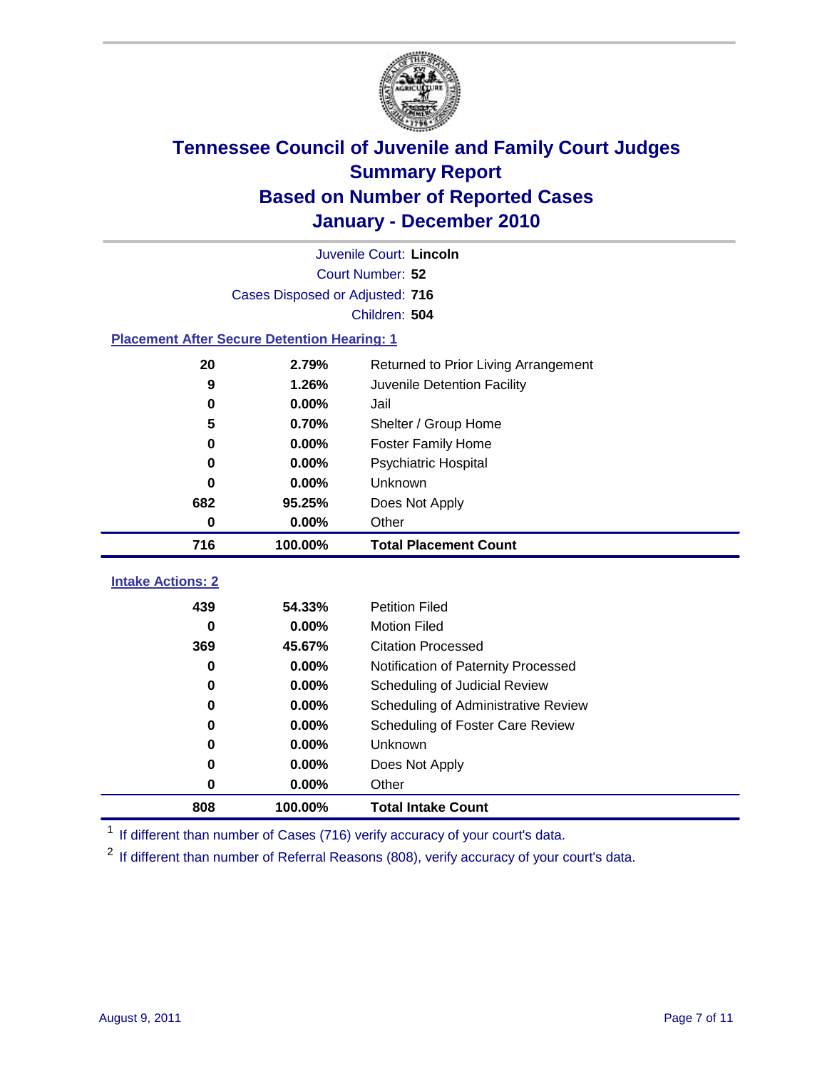# Tennessee Council of Juvenile and Family Court Judges
## Summary Report
## Based on Number of Reported Cases
## January - December 2010

Juvenile Court: **Lincoln**

Court Number: **52**

Cases Disposed or Adjusted: **716**

Children: **504**

### Placement After Secure Detention Hearing: 1

| | | |
|---|---|---|
| 20 | 2.79% | Returned to Prior Living Arrangement |
| 9 | 1.26% | Juvenile Detention Facility |
| 0 | 0.00% | Jail |
| 5 | 0.70% | Shelter / Group Home |
| 0 | 0.00% | Foster Family Home |
| 0 | 0.00% | Psychiatric Hospital |
| 0 | 0.00% | Unknown |
| 682 | 95.25% | Does Not Apply |
| 0 | 0.00% | Other |
| **716** | **100.00%** | **Total Placement Count** |

### Intake Actions: 2

| | | |
|---|---|---|
| 439 | 54.33% | Petition Filed |
| 0 | 0.00% | Motion Filed |
| 369 | 45.67% | Citation Processed |
| 0 | 0.00% | Notification of Paternity Processed |
| 0 | 0.00% | Scheduling of Judicial Review |
| 0 | 0.00% | Scheduling of Administrative Review |
| 0 | 0.00% | Scheduling of Foster Care Review |
| 0 | 0.00% | Unknown |
| 0 | 0.00% | Does Not Apply |
| 0 | 0.00% | Other |
| **808** | **100.00%** | **Total Intake Count** |

[1] If different than number of Cases (716) verify accuracy of your court's data.

[2] If different than number of Referral Reasons (808), verify accuracy of your court's data.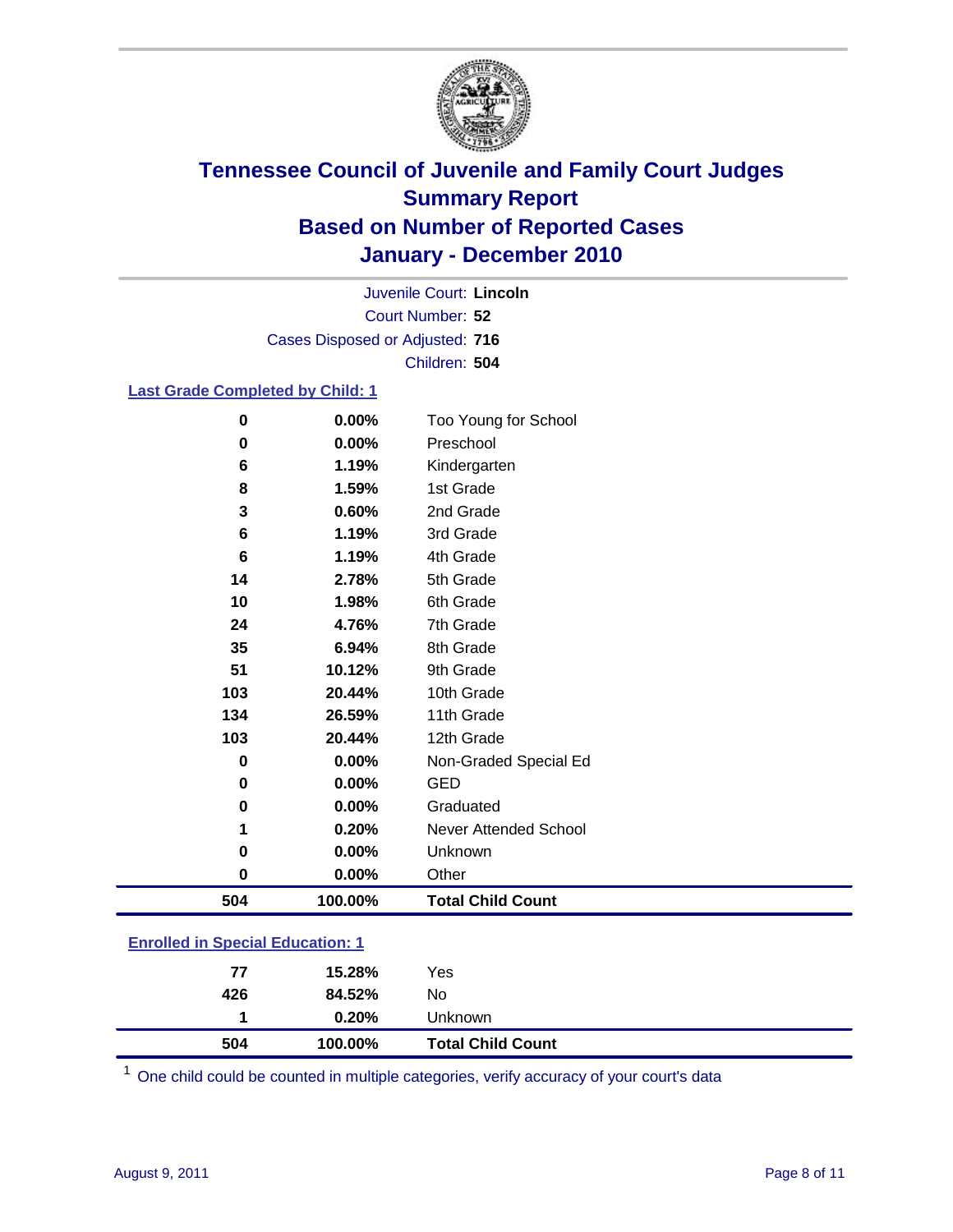# Tennessee Council of Juvenile and Family Court Judges
## Summary Report
## Based on Number of Reported Cases
## January - December 2010

Juvenile Court: **Lincoln**
Court Number: **52**
Cases Disposed or Adjusted: **716**
Children: **504**

### Last Grade Completed by Child: 1

| | | |
|---|---|---|
| 0 | 0.00% | Too Young for School |
| 0 | 0.00% | Preschool |
| 6 | 1.19% | Kindergarten |
| 8 | 1.59% | 1st Grade |
| 3 | 0.60% | 2nd Grade |
| 6 | 1.19% | 3rd Grade |
| 6 | 1.19% | 4th Grade |
| 14 | 2.78% | 5th Grade |
| 10 | 1.98% | 6th Grade |
| 24 | 4.76% | 7th Grade |
| 35 | 6.94% | 8th Grade |
| 51 | 10.12% | 9th Grade |
| 103 | 20.44% | 10th Grade |
| 134 | 26.59% | 11th Grade |
| 103 | 20.44% | 12th Grade |
| 0 | 0.00% | Non-Graded Special Ed |
| 0 | 0.00% | GED |
| 0 | 0.00% | Graduated |
| 1 | 0.20% | Never Attended School |
| 0 | 0.00% | Unknown |
| 0 | 0.00% | Other |
| **504** | **100.00%** | **Total Child Count** |

### Enrolled in Special Education: 1

| | | |
|---|---|---|
| 77 | 15.28% | Yes |
| 426 | 84.52% | No |
| 1 | 0.20% | Unknown |
| **504** | **100.00%** | **Total Child Count** |

[1] One child could be counted in multiple categories, verify accuracy of your court's data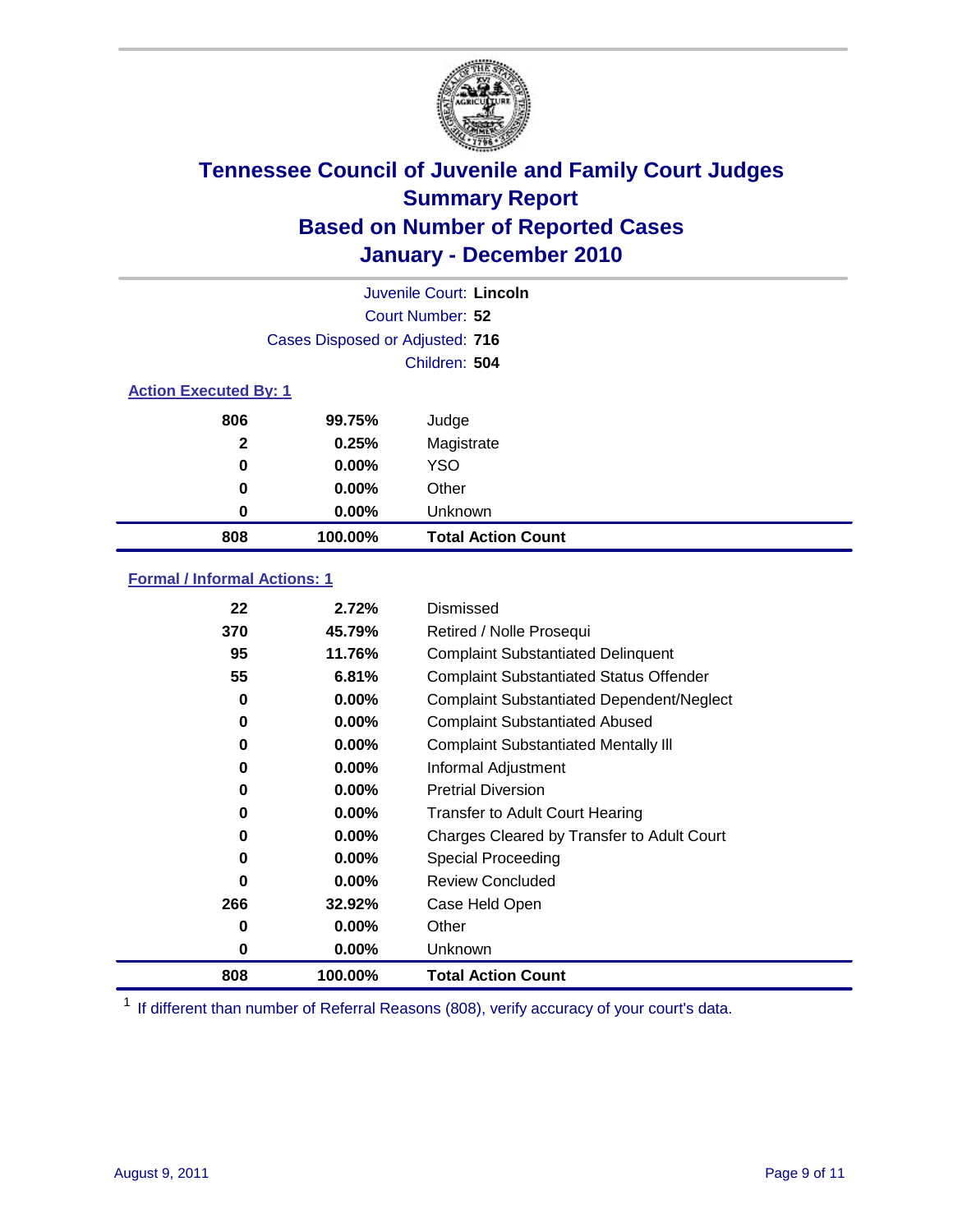# Tennessee Council of Juvenile and Family Court Judges
## Summary Report
## Based on Number of Reported Cases
## January - December 2010

Juvenile Court: **Lincoln**
Court Number: **52**
Cases Disposed or Adjusted: **716**
Children: **504**

### Action Executed By: 1

| | | |
|---|---|---|
| 806 | 99.75% | Judge |
| 2 | 0.25% | Magistrate |
| 0 | 0.00% | YSO |
| 0 | 0.00% | Other |
| 0 | 0.00% | Unknown |
| **808** | **100.00%** | **Total Action Count** |

### Formal / Informal Actions: 1

| | | |
|---|---|---|
| 22 | 2.72% | Dismissed |
| 370 | 45.79% | Retired / Nolle Prosequi |
| 95 | 11.76% | Complaint Substantiated Delinquent |
| 55 | 6.81% | Complaint Substantiated Status Offender |
| 0 | 0.00% | Complaint Substantiated Dependent/Neglect |
| 0 | 0.00% | Complaint Substantiated Abused |
| 0 | 0.00% | Complaint Substantiated Mentally Ill |
| 0 | 0.00% | Informal Adjustment |
| 0 | 0.00% | Pretrial Diversion |
| 0 | 0.00% | Transfer to Adult Court Hearing |
| 0 | 0.00% | Charges Cleared by Transfer to Adult Court |
| 0 | 0.00% | Special Proceeding |
| 0 | 0.00% | Review Concluded |
| 266 | 32.92% | Case Held Open |
| 0 | 0.00% | Other |
| 0 | 0.00% | Unknown |
| **808** | **100.00%** | **Total Action Count** |

[1] If different than number of Referral Reasons (808), verify accuracy of your court's data.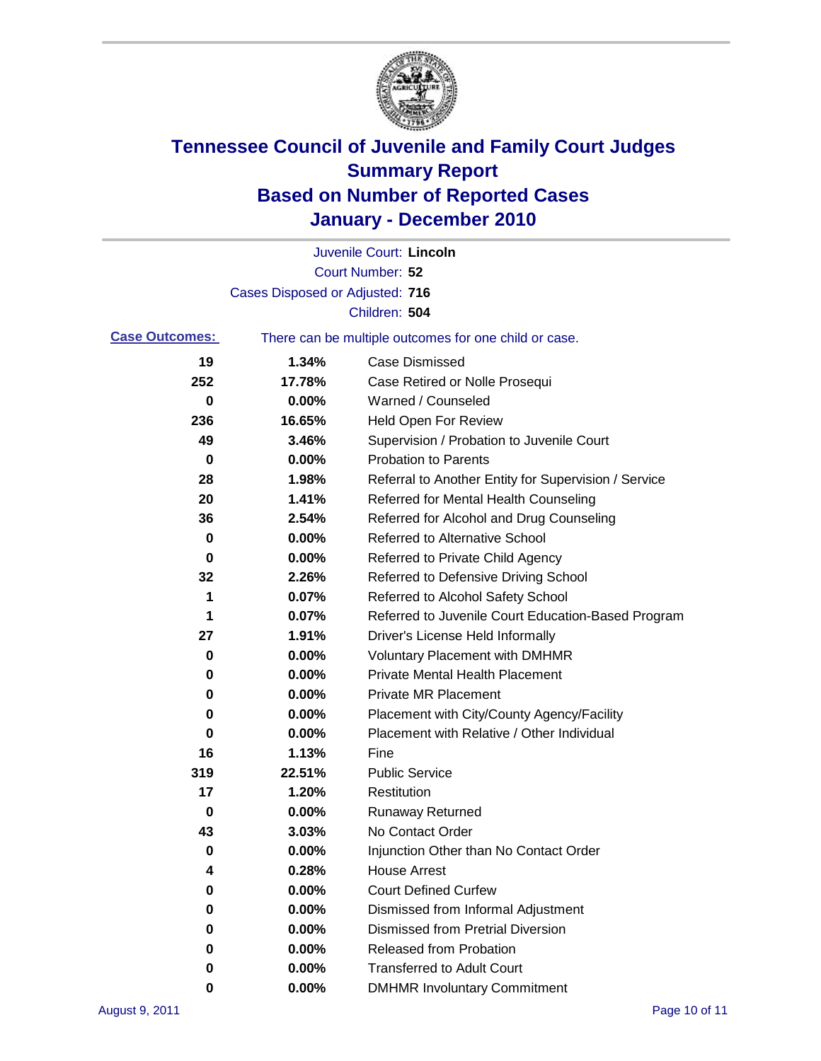# Tennessee Council of Juvenile and Family Court Judges
## Summary Report
## Based on Number of Reported Cases
## January - December 2010

Juvenile Court: **Lincoln**
Court Number: **52**
Cases Disposed or Adjusted: **716**
Children: **504**

**Case Outcomes:** There can be multiple outcomes for one child or case.

| Count | Percent | Outcome |
|---|---|---|
| 19 | 1.34% | Case Dismissed |
| 252 | 17.78% | Case Retired or Nolle Prosequi |
| 0 | 0.00% | Warned / Counseled |
| 236 | 16.65% | Held Open For Review |
| 49 | 3.46% | Supervision / Probation to Juvenile Court |
| 0 | 0.00% | Probation to Parents |
| 28 | 1.98% | Referral to Another Entity for Supervision / Service |
| 20 | 1.41% | Referred for Mental Health Counseling |
| 36 | 2.54% | Referred for Alcohol and Drug Counseling |
| 0 | 0.00% | Referred to Alternative School |
| 0 | 0.00% | Referred to Private Child Agency |
| 32 | 2.26% | Referred to Defensive Driving School |
| 1 | 0.07% | Referred to Alcohol Safety School |
| 1 | 0.07% | Referred to Juvenile Court Education-Based Program |
| 27 | 1.91% | Driver's License Held Informally |
| 0 | 0.00% | Voluntary Placement with DMHMR |
| 0 | 0.00% | Private Mental Health Placement |
| 0 | 0.00% | Private MR Placement |
| 0 | 0.00% | Placement with City/County Agency/Facility |
| 0 | 0.00% | Placement with Relative / Other Individual |
| 16 | 1.13% | Fine |
| 319 | 22.51% | Public Service |
| 17 | 1.20% | Restitution |
| 0 | 0.00% | Runaway Returned |
| 43 | 3.03% | No Contact Order |
| 0 | 0.00% | Injunction Other than No Contact Order |
| 4 | 0.28% | House Arrest |
| 0 | 0.00% | Court Defined Curfew |
| 0 | 0.00% | Dismissed from Informal Adjustment |
| 0 | 0.00% | Dismissed from Pretrial Diversion |
| 0 | 0.00% | Released from Probation |
| 0 | 0.00% | Transferred to Adult Court |
| 0 | 0.00% | DMHMR Involuntary Commitment |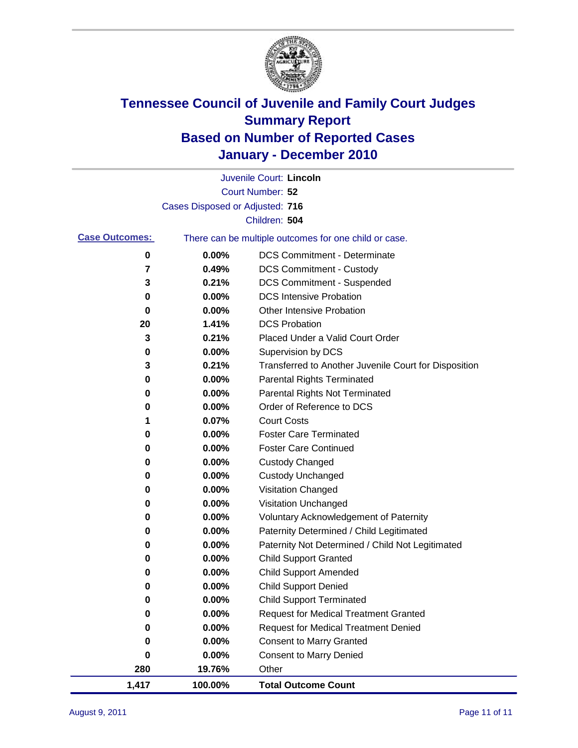# Tennessee Council of Juvenile and Family Court Judges
## Summary Report
## Based on Number of Reported Cases
## January - December 2010

Juvenile Court: **Lincoln**

Court Number: **52**

Cases Disposed or Adjusted: **716**

Children: **504**

**Case Outcomes:** There can be multiple outcomes for one child or case.

| | | |
|---|---|---|
| 0 | 0.00% | DCS Commitment - Determinate |
| 7 | 0.49% | DCS Commitment - Custody |
| 3 | 0.21% | DCS Commitment - Suspended |
| 0 | 0.00% | DCS Intensive Probation |
| 0 | 0.00% | Other Intensive Probation |
| 20 | 1.41% | DCS Probation |
| 3 | 0.21% | Placed Under a Valid Court Order |
| 0 | 0.00% | Supervision by DCS |
| 3 | 0.21% | Transferred to Another Juvenile Court for Disposition |
| 0 | 0.00% | Parental Rights Terminated |
| 0 | 0.00% | Parental Rights Not Terminated |
| 0 | 0.00% | Order of Reference to DCS |
| 1 | 0.07% | Court Costs |
| 0 | 0.00% | Foster Care Terminated |
| 0 | 0.00% | Foster Care Continued |
| 0 | 0.00% | Custody Changed |
| 0 | 0.00% | Custody Unchanged |
| 0 | 0.00% | Visitation Changed |
| 0 | 0.00% | Visitation Unchanged |
| 0 | 0.00% | Voluntary Acknowledgement of Paternity |
| 0 | 0.00% | Paternity Determined / Child Legitimated |
| 0 | 0.00% | Paternity Not Determined / Child Not Legitimated |
| 0 | 0.00% | Child Support Granted |
| 0 | 0.00% | Child Support Amended |
| 0 | 0.00% | Child Support Denied |
| 0 | 0.00% | Child Support Terminated |
| 0 | 0.00% | Request for Medical Treatment Granted |
| 0 | 0.00% | Request for Medical Treatment Denied |
| 0 | 0.00% | Consent to Marry Granted |
| 0 | 0.00% | Consent to Marry Denied |
| 280 | 19.76% | Other |
| **1,417** | **100.00%** | **Total Outcome Count** |